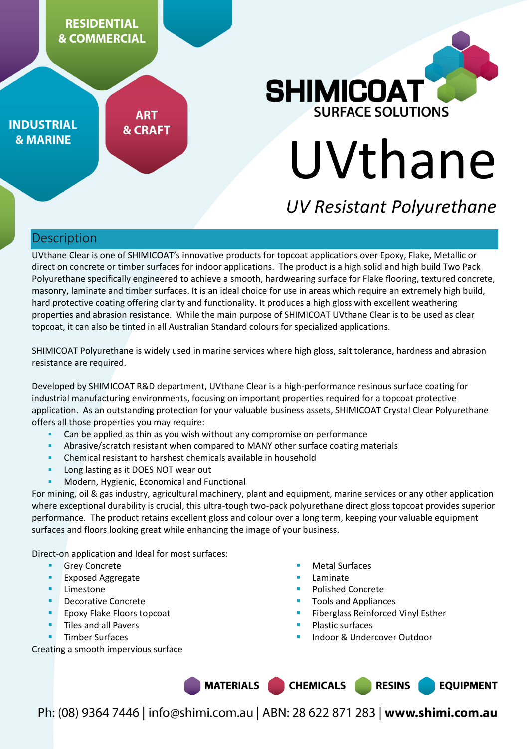RESIDENTIAL & COMMERCIAL

INDUSTRIAL & MARINE

ART & CRAFT

SHIMICOAT SURFACE SOLUTIONS

# UVthane

*UV Resistant Polyurethane*

## Description

UVthane Clear is one of SHIMICOAT's innovative products for topcoat applications over Epoxy, Flake, Metallic or direct on concrete or timber surfaces for indoor applications. The product is a high solid and high build Two Pack Polyurethane specifically engineered to achieve a smooth, hardwearing surface for Flake flooring, textured concrete, masonry, laminate and timber surfaces. It is an ideal choice for use in areas which require an extremely high build, hard protective coating offering clarity and functionality. It produces a high gloss with excellent weathering properties and abrasion resistance. While the main purpose of SHIMICOAT UVthane Clear is to be used as clear topcoat, it can also be tinted in all Australian Standard colours for specialized applications.

SHIMICOAT Polyurethane is widely used in marine services where high gloss, salt tolerance, hardness and abrasion resistance are required.

Developed by SHIMICOAT R&D department, UVthane Clear is a high-performance resinous surface coating for industrial manufacturing environments, focusing on important properties required for a topcoat protective application. As an outstanding protection for your valuable business assets, SHIMICOAT Crystal Clear Polyurethane offers all those properties you may require:

- Can be applied as thin as you wish without any compromise on performance
- Abrasive/scratch resistant when compared to MANY other surface coating materials
- Chemical resistant to harshest chemicals available in household
- Long lasting as it DOES NOT wear out
- Modern, Hygienic, Economical and Functional

For mining, oil & gas industry, agricultural machinery, plant and equipment, marine services or any other application where exceptional durability is crucial, this ultra-tough two-pack polyurethane direct gloss topcoat provides superior performance. The product retains excellent gloss and colour over a long term, keeping your valuable equipment surfaces and floors looking great while enhancing the image of your business.

Direct-on application and Ideal for most surfaces:

- Grey Concrete
- Exposed Aggregate
- Limestone
- Decorative Concrete
- Epoxy Flake Floors topcoat
- Tiles and all Pavers
- Timber Surfaces
- Metal Surfaces
- Laminate
- Polished Concrete
- Tools and Appliances
- Fiberglass Reinforced Vinyl Esther
- Plastic surfaces
- Indoor & Undercover Outdoor

Creating a smooth impervious surface

MATERIALS CHEMICALS RESINS EQUIPMENT

Ph: (08) 9364 7446 | info@shimi.com.au | ABN: 28 622 871 283 | **www.shimi.com.au**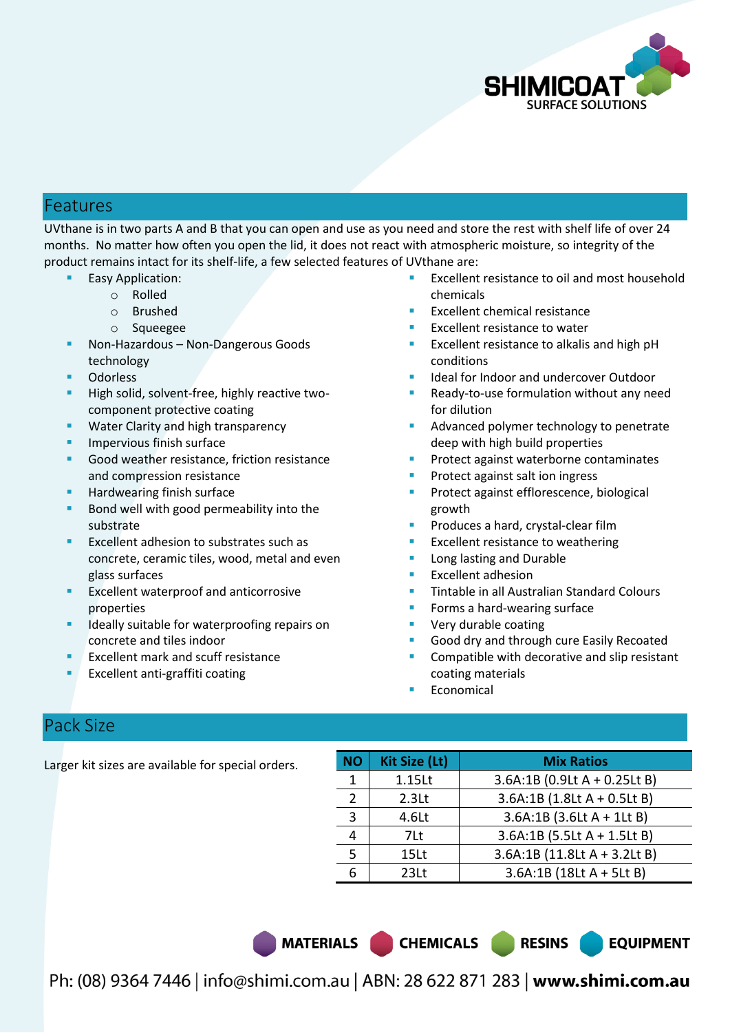## Features

UVthane is in two parts A and B that you can open and use as you need and store the rest with shelf life of over 24 months. No matter how often you open the lid, it does not react with atmospheric moisture, so integrity of the product remains intact for its shelf-life, a few selected features of UVthane are:

- Easy Application:
  - Rolled
  - Brushed
  - Squeegee
- Non-Hazardous – Non-Dangerous Goods technology
- Odorless
- High solid, solvent-free, highly reactive two-component protective coating
- Water Clarity and high transparency
- Impervious finish surface
- Good weather resistance, friction resistance and compression resistance
- Hardwearing finish surface
- Bond well with good permeability into the substrate
- Excellent adhesion to substrates such as concrete, ceramic tiles, wood, metal and even glass surfaces
- Excellent waterproof and anticorrosive properties
- Ideally suitable for waterproofing repairs on concrete and tiles indoor
- Excellent mark and scuff resistance
- Excellent anti-graffiti coating
- Excellent resistance to oil and most household chemicals
- Excellent chemical resistance
- Excellent resistance to water
- Excellent resistance to alkalis and high pH conditions
- Ideal for Indoor and undercover Outdoor
- Ready-to-use formulation without any need for dilution
- Advanced polymer technology to penetrate deep with high build properties
- Protect against waterborne contaminates
- Protect against salt ion ingress
- Protect against efflorescence, biological growth
- Produces a hard, crystal-clear film
- Excellent resistance to weathering
- Long lasting and Durable
- Excellent adhesion
- Tintable in all Australian Standard Colours
- Forms a hard-wearing surface
- Very durable coating
- Good dry and through cure Easily Recoated
- Compatible with decorative and slip resistant coating materials
- Economical

## Pack Size

Larger kit sizes are available for special orders.

| NO | Kit Size (Lt) | Mix Ratios |
|---|---|---|
| 1 | 1.15Lt | 3.6A:1B (0.9Lt A + 0.25Lt B) |
| 2 | 2.3Lt | 3.6A:1B (1.8Lt A + 0.5Lt B) |
| 3 | 4.6Lt | 3.6A:1B (3.6Lt A + 1Lt B) |
| 4 | 7Lt | 3.6A:1B (5.5Lt A + 1.5Lt B) |
| 5 | 15Lt | 3.6A:1B (11.8Lt A + 3.2Lt B) |
| 6 | 23Lt | 3.6A:1B (18Lt A + 5Lt B) |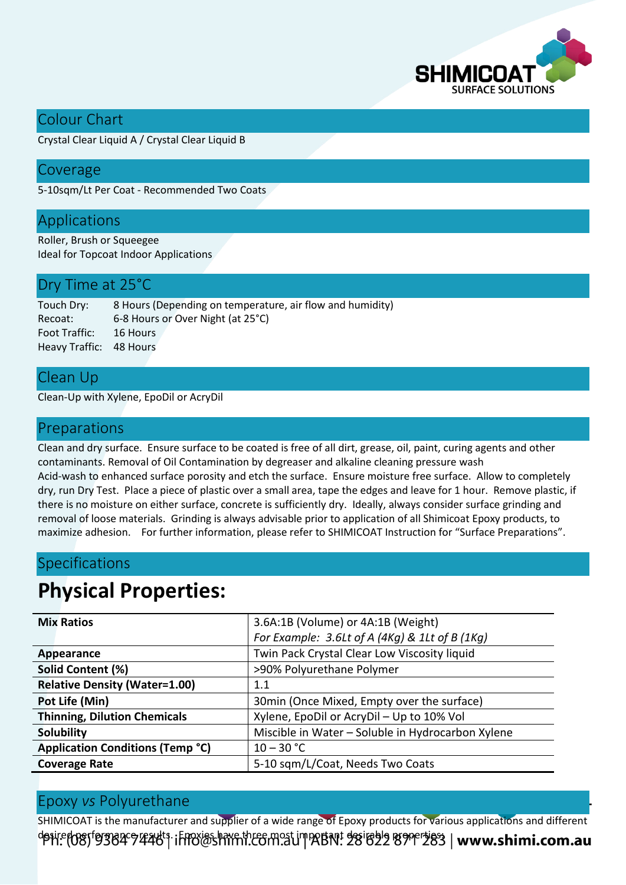## Colour Chart

Crystal Clear Liquid A / Crystal Clear Liquid B

## Coverage

5-10sqm/Lt Per Coat - Recommended Two Coats

## Applications

Roller, Brush or Squeegee
Ideal for Topcoat Indoor Applications

## Dry Time at 25°C

| | |
|---|---|
| Touch Dry: | 8 Hours (Depending on temperature, air flow and humidity) |
| Recoat: | 6-8 Hours or Over Night (at 25°C) |
| Foot Traffic: | 16 Hours |
| Heavy Traffic: | 48 Hours |

## Clean Up

Clean-Up with Xylene, EpoDil or AcryDil

## Preparations

Clean and dry surface. Ensure surface to be coated is free of all dirt, grease, oil, paint, curing agents and other contaminants. Removal of Oil Contamination by degreaser and alkaline cleaning pressure wash
Acid-wash to enhanced surface porosity and etch the surface. Ensure moisture free surface. Allow to completely dry, run Dry Test. Place a piece of plastic over a small area, tape the edges and leave for 1 hour. Remove plastic, if there is no moisture on either surface, concrete is sufficiently dry. Ideally, always consider surface grinding and removal of loose materials. Grinding is always advisable prior to application of all Shimicoat Epoxy products, to maximize adhesion. For further information, please refer to SHIMICOAT Instruction for "Surface Preparations".

## Specifications

# Physical Properties:

| | |
|---|---|
| **Mix Ratios** | 3.6A:1B (Volume) or 4A:1B (Weight)<br>*For Example: 3.6Lt of A (4Kg) & 1Lt of B (1Kg)* |
| **Appearance** | Twin Pack Crystal Clear Low Viscosity liquid |
| **Solid Content (%)** | >90% Polyurethane Polymer |
| **Relative Density (Water=1.00)** | 1.1 |
| **Pot Life (Min)** | 30min (Once Mixed, Empty over the surface) |
| **Thinning, Dilution Chemicals** | Xylene, EpoDil or AcryDil – Up to 10% Vol |
| **Solubility** | Miscible in Water – Soluble in Hydrocarbon Xylene |
| **Application Conditions (Temp °C)** | 10 – 30 °C |
| **Coverage Rate** | 5-10 sqm/L/Coat, Needs Two Coats |

## Epoxy *vs* Polyurethane

SHIMICOAT is the manufacturer and supplier of a wide range of Epoxy products for various applications and different desired performance results. Epoxies have three most important desirable properties: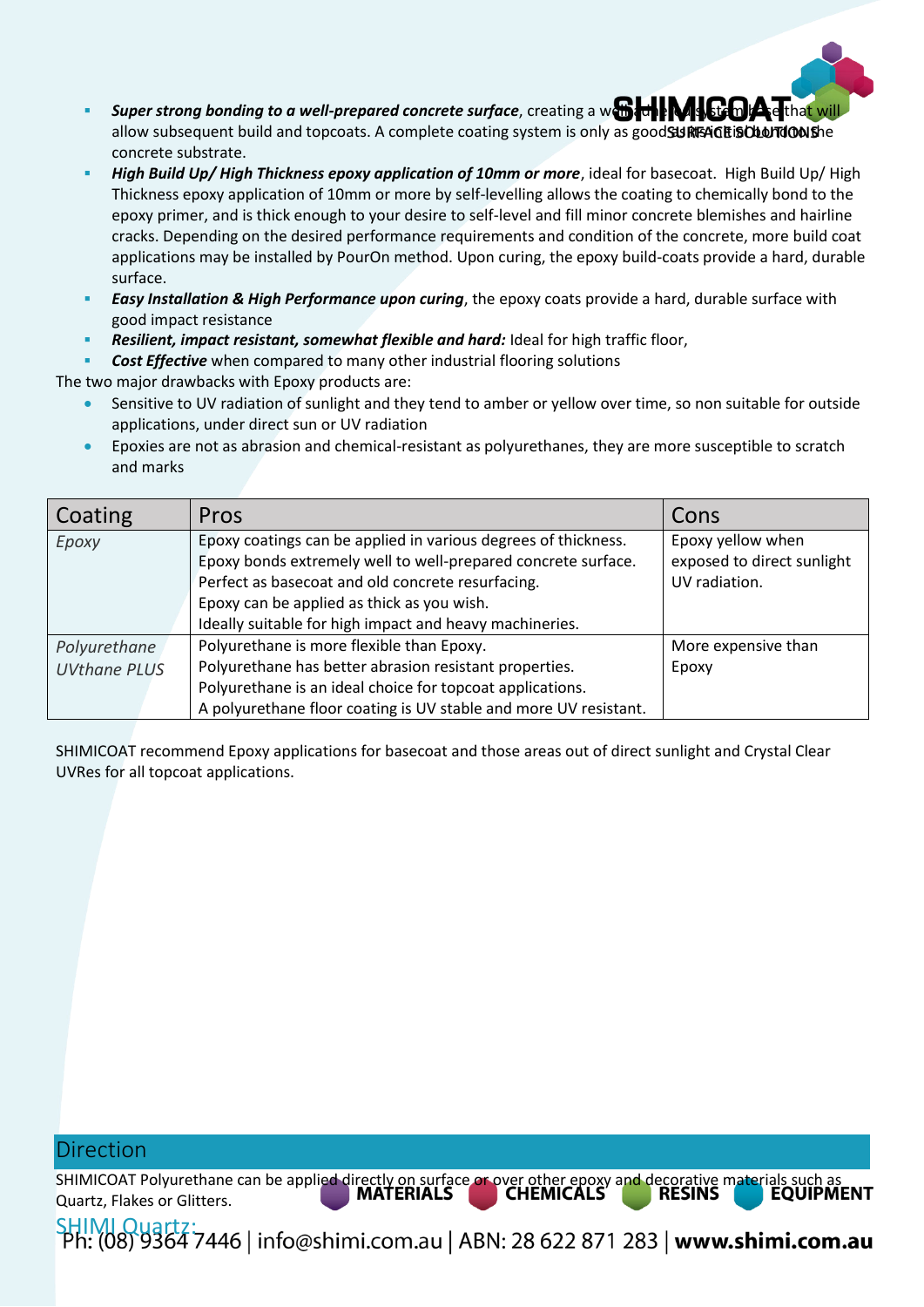- ***Super strong bonding to a well-prepared concrete surface***, creating a well-sealed system base that will allow subsequent build and topcoats. A complete coating system is only as good as the condition of the concrete substrate.
- ***High Build Up/ High Thickness epoxy application of 10mm or more***, ideal for basecoat. High Build Up/ High Thickness epoxy application of 10mm or more by self-levelling allows the coating to chemically bond to the epoxy primer, and is thick enough to your desire to self-level and fill minor concrete blemishes and hairline cracks. Depending on the desired performance requirements and condition of the concrete, more build coat applications may be installed by PourOn method. Upon curing, the epoxy build-coats provide a hard, durable surface.
- ***Easy Installation & High Performance upon curing***, the epoxy coats provide a hard, durable surface with good impact resistance
- ***Resilient, impact resistant, somewhat flexible and hard:*** Ideal for high traffic floor,
- ***Cost Effective*** when compared to many other industrial flooring solutions

The two major drawbacks with Epoxy products are:

- Sensitive to UV radiation of sunlight and they tend to amber or yellow over time, so non suitable for outside applications, under direct sun or UV radiation
- Epoxies are not as abrasion and chemical-resistant as polyurethanes, they are more susceptible to scratch and marks

| Coating | Pros | Cons |
|---|---|---|
| *Epoxy* | Epoxy coatings can be applied in various degrees of thickness.<br>Epoxy bonds extremely well to well-prepared concrete surface.<br>Perfect as basecoat and old concrete resurfacing.<br>Epoxy can be applied as thick as you wish.<br>Ideally suitable for high impact and heavy machineries. | Epoxy yellow when exposed to direct sunlight UV radiation. |
| *Polyurethane UVthane PLUS* | Polyurethane is more flexible than Epoxy.<br>Polyurethane has better abrasion resistant properties.<br>Polyurethane is an ideal choice for topcoat applications.<br>A polyurethane floor coating is UV stable and more UV resistant. | More expensive than Epoxy |

SHIMICOAT recommend Epoxy applications for basecoat and those areas out of direct sunlight and Crystal Clear UVRes for all topcoat applications.

## Direction

SHIMICOAT Polyurethane can be applied directly on surface or over other epoxy and decorative materials such as Quartz, Flakes or Glitters.

SHIMI Quartz: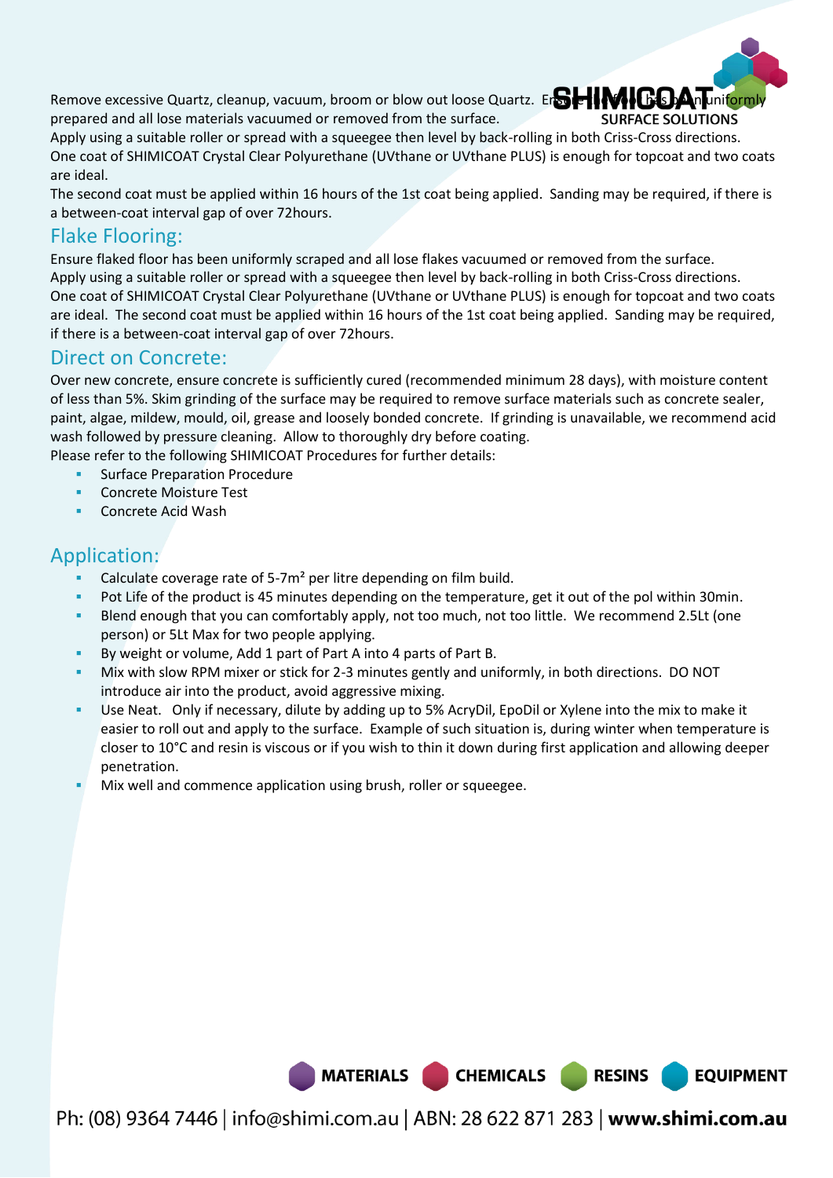Remove excessive Quartz, cleanup, vacuum, broom or blow out loose Quartz. Ensure the floor has been uniformly prepared and all lose materials vacuumed or removed from the surface.
Apply using a suitable roller or spread with a squeegee then level by back-rolling in both Criss-Cross directions.
One coat of SHIMICOAT Crystal Clear Polyurethane (UVthane or UVthane PLUS) is enough for topcoat and two coats are ideal.
The second coat must be applied within 16 hours of the 1st coat being applied. Sanding may be required, if there is a between-coat interval gap of over 72hours.

## Flake Flooring:

Ensure flaked floor has been uniformly scraped and all lose flakes vacuumed or removed from the surface.
Apply using a suitable roller or spread with a squeegee then level by back-rolling in both Criss-Cross directions.
One coat of SHIMICOAT Crystal Clear Polyurethane (UVthane or UVthane PLUS) is enough for topcoat and two coats are ideal. The second coat must be applied within 16 hours of the 1st coat being applied. Sanding may be required, if there is a between-coat interval gap of over 72hours.

## Direct on Concrete:

Over new concrete, ensure concrete is sufficiently cured (recommended minimum 28 days), with moisture content of less than 5%. Skim grinding of the surface may be required to remove surface materials such as concrete sealer, paint, algae, mildew, mould, oil, grease and loosely bonded concrete. If grinding is unavailable, we recommend acid wash followed by pressure cleaning. Allow to thoroughly dry before coating.
Please refer to the following SHIMICOAT Procedures for further details:

- Surface Preparation Procedure
- Concrete Moisture Test
- Concrete Acid Wash

## Application:

- Calculate coverage rate of 5-7m² per litre depending on film build.
- Pot Life of the product is 45 minutes depending on the temperature, get it out of the pol within 30min.
- Blend enough that you can comfortably apply, not too much, not too little. We recommend 2.5Lt (one person) or 5Lt Max for two people applying.
- By weight or volume, Add 1 part of Part A into 4 parts of Part B.
- Mix with slow RPM mixer or stick for 2-3 minutes gently and uniformly, in both directions. DO NOT introduce air into the product, avoid aggressive mixing.
- Use Neat. Only if necessary, dilute by adding up to 5% AcryDil, EpoDil or Xylene into the mix to make it easier to roll out and apply to the surface. Example of such situation is, during winter when temperature is closer to 10°C and resin is viscous or if you wish to thin it down during first application and allowing deeper penetration.
- Mix well and commence application using brush, roller or squeegee.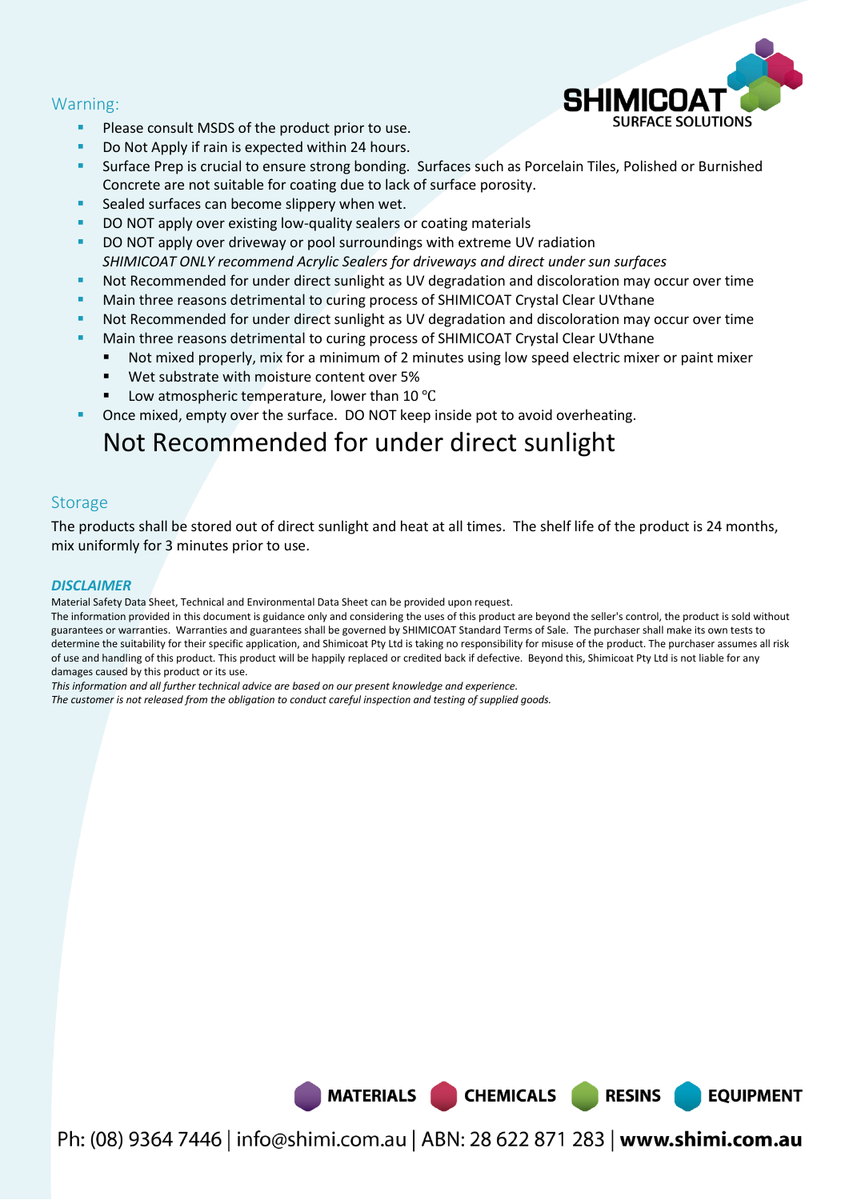## Warning:

- Please consult MSDS of the product prior to use.
- Do Not Apply if rain is expected within 24 hours.
- Surface Prep is crucial to ensure strong bonding. Surfaces such as Porcelain Tiles, Polished or Burnished Concrete are not suitable for coating due to lack of surface porosity.
- Sealed surfaces can become slippery when wet.
- DO NOT apply over existing low-quality sealers or coating materials
- DO NOT apply over driveway or pool surroundings with extreme UV radiation
  *SHIMICOAT ONLY recommend Acrylic Sealers for driveways and direct under sun surfaces*
- Not Recommended for under direct sunlight as UV degradation and discoloration may occur over time
- Main three reasons detrimental to curing process of SHIMICOAT Crystal Clear UVthane
- Not Recommended for under direct sunlight as UV degradation and discoloration may occur over time
- Main three reasons detrimental to curing process of SHIMICOAT Crystal Clear UVthane
  - Not mixed properly, mix for a minimum of 2 minutes using low speed electric mixer or paint mixer
  - Wet substrate with moisture content over 5%
  - Low atmospheric temperature, lower than 10 ℃
- Once mixed, empty over the surface. DO NOT keep inside pot to avoid overheating.

# Not Recommended for under direct sunlight

## Storage

The products shall be stored out of direct sunlight and heat at all times. The shelf life of the product is 24 months, mix uniformly for 3 minutes prior to use.

### *DISCLAIMER*

Material Safety Data Sheet, Technical and Environmental Data Sheet can be provided upon request.
The information provided in this document is guidance only and considering the uses of this product are beyond the seller's control, the product is sold without guarantees or warranties. Warranties and guarantees shall be governed by SHIMICOAT Standard Terms of Sale. The purchaser shall make its own tests to determine the suitability for their specific application, and Shimicoat Pty Ltd is taking no responsibility for misuse of the product. The purchaser assumes all risk of use and handling of this product. This product will be happily replaced or credited back if defective. Beyond this, Shimicoat Pty Ltd is not liable for any damages caused by this product or its use.
*This information and all further technical advice are based on our present knowledge and experience.*
*The customer is not released from the obligation to conduct careful inspection and testing of supplied goods.*